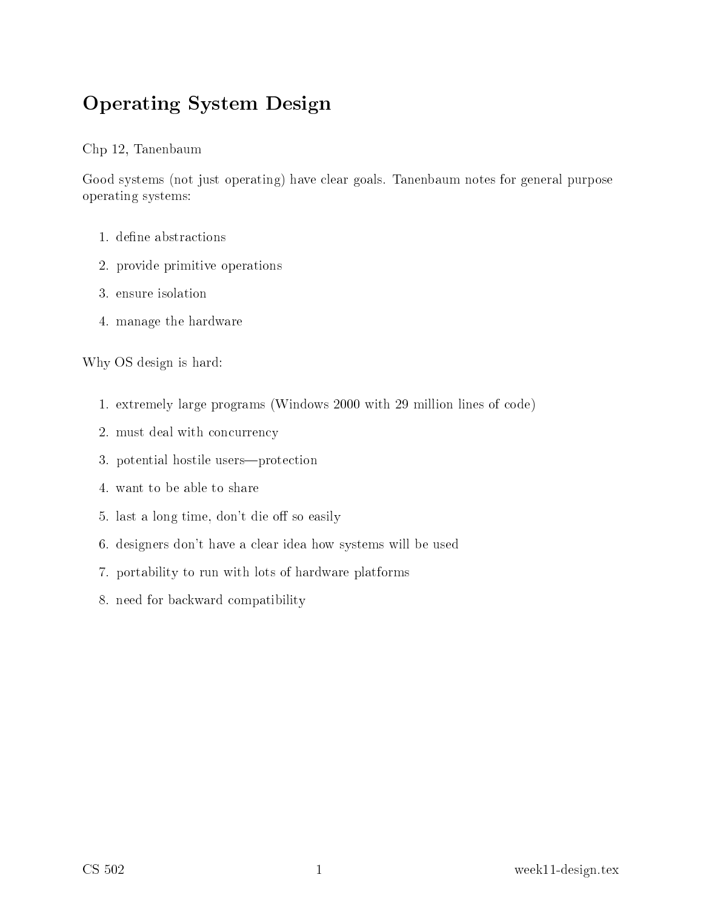# Operating System Design

Chp 12, Tanenbaum

Good systems (not just operating) have clear goals. Tanenbaum notes for general purpose operating systems:

1. define abstractions
2. provide primitive operations
3. ensure isolation
4. manage the hardware

Why OS design is hard:

1. extremely large programs (Windows 2000 with 29 million lines of code)
2. must deal with concurrency
3. potential hostile users—protection
4. want to be able to share
5. last a long time, don't die off so easily
6. designers don't have a clear idea how systems will be used
7. portability to run with lots of hardware platforms
8. need for backward compatibility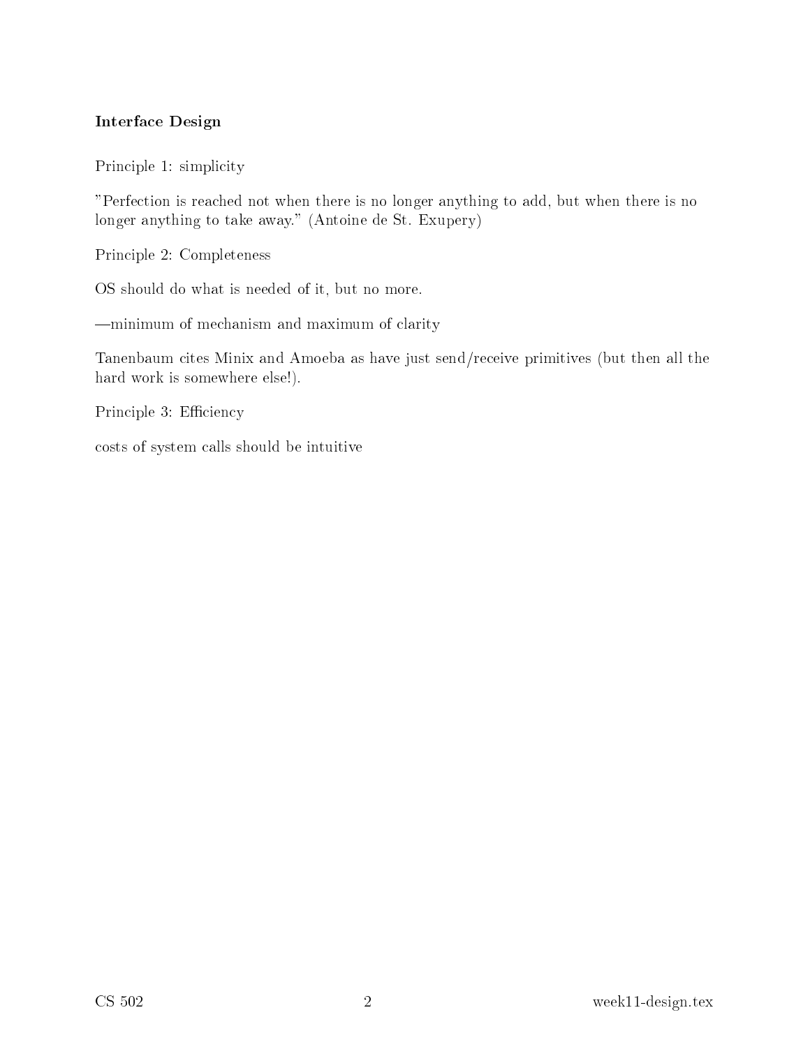**Interface Design**

Principle 1: simplicity

"Perfection is reached not when there is no longer anything to add, but when there is no longer anything to take away." (Antoine de St. Exupery)

Principle 2: Completeness

OS should do what is needed of it, but no more.

—minimum of mechanism and maximum of clarity

Tanenbaum cites Minix and Amoeba as have just send/receive primitives (but then all the hard work is somewhere else!).

Principle 3: Efficiency

costs of system calls should be intuitive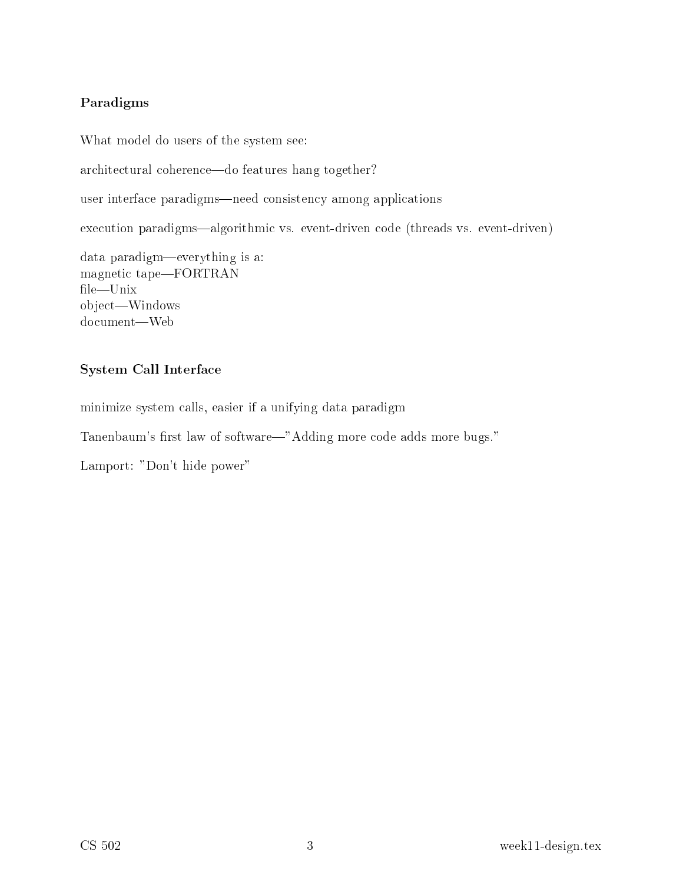### Paradigms

What model do users of the system see:

architectural coherence—do features hang together?

user interface paradigms—need consistency among applications

execution paradigms—algorithmic vs. event-driven code (threads vs. event-driven)

data paradigm—everything is a:
magnetic tape—FORTRAN
file—Unix
object—Windows
document—Web

### System Call Interface

minimize system calls, easier if a unifying data paradigm

Tanenbaum's first law of software—"Adding more code adds more bugs."

Lamport: "Don't hide power"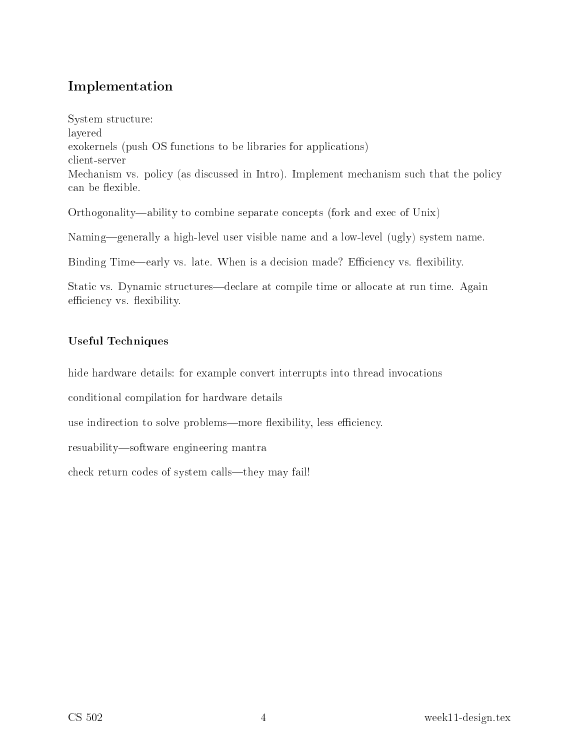## Implementation

System structure:
layered
exokernels (push OS functions to be libraries for applications)
client-server
Mechanism vs. policy (as discussed in Intro). Implement mechanism such that the policy can be flexible.

Orthogonality—ability to combine separate concepts (fork and exec of Unix)

Naming—generally a high-level user visible name and a low-level (ugly) system name.

Binding Time—early vs. late. When is a decision made? Efficiency vs. flexibility.

Static vs. Dynamic structures—declare at compile time or allocate at run time. Again efficiency vs. flexibility.

### Useful Techniques

hide hardware details: for example convert interrupts into thread invocations

conditional compilation for hardware details

use indirection to solve problems—more flexibility, less efficiency.

resuability—software engineering mantra

check return codes of system calls—they may fail!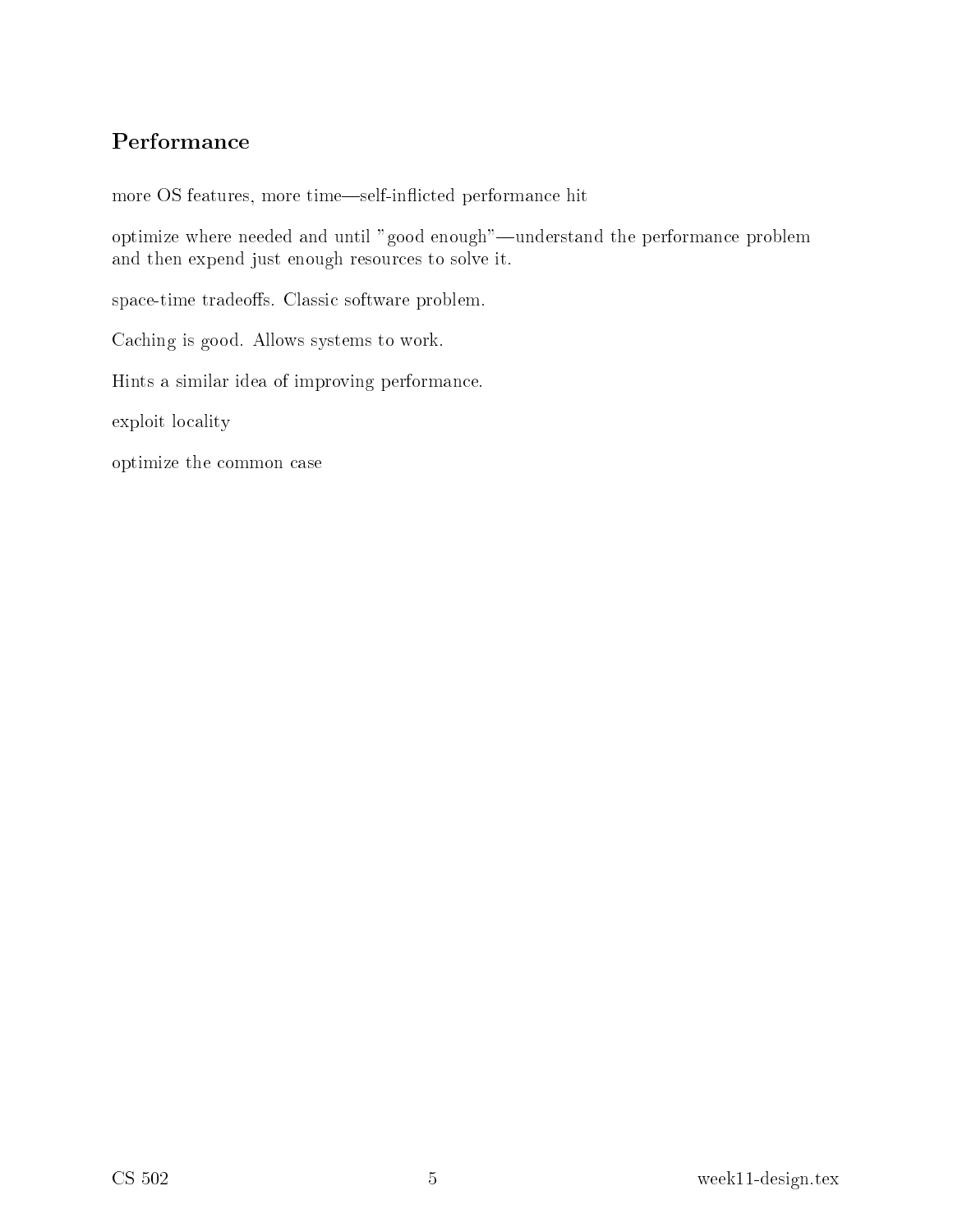## Performance

more OS features, more time—self-inflicted performance hit

optimize where needed and until "good enough"—understand the performance problem and then expend just enough resources to solve it.

space-time tradeoffs. Classic software problem.

Caching is good. Allows systems to work.

Hints a similar idea of improving performance.

exploit locality

optimize the common case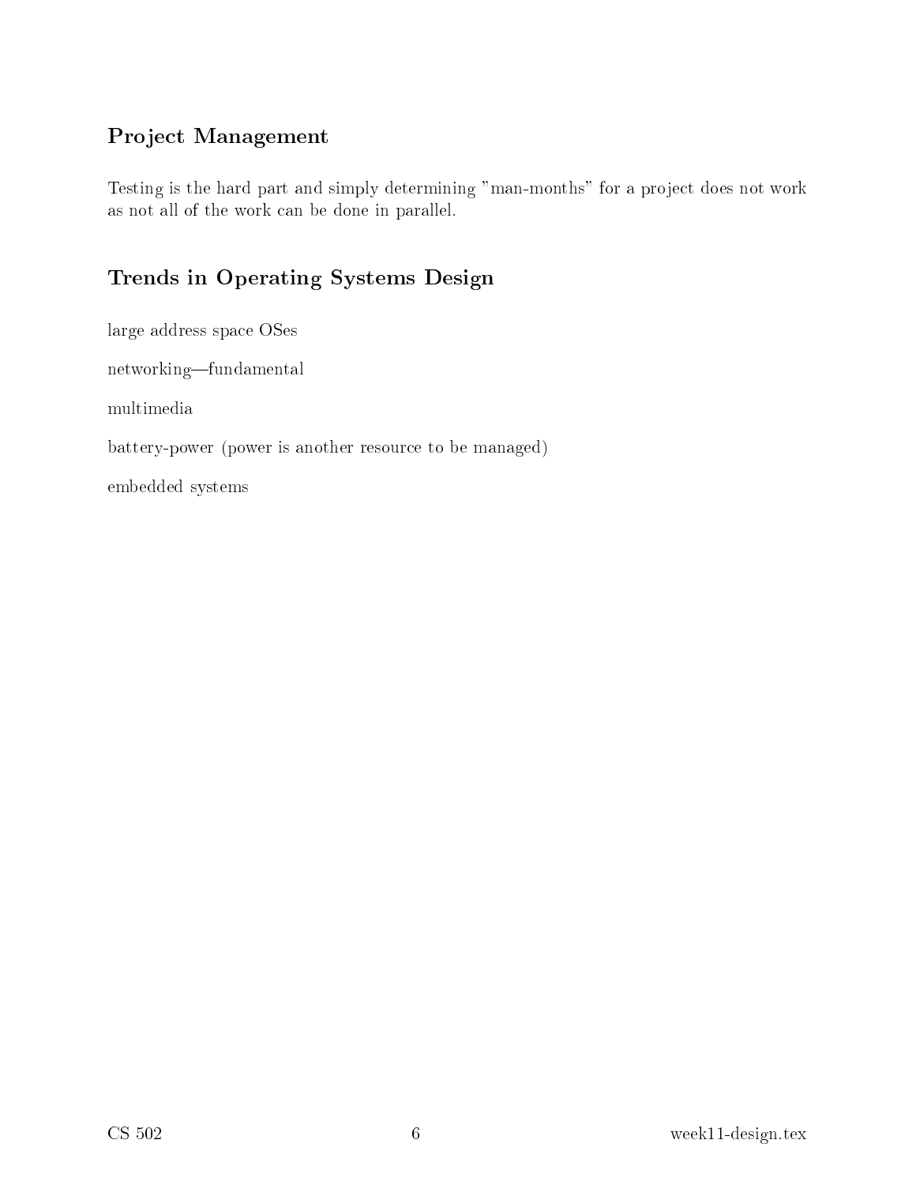## Project Management

Testing is the hard part and simply determining "man-months" for a project does not work as not all of the work can be done in parallel.

## Trends in Operating Systems Design

large address space OSes

networking—fundamental

multimedia

battery-power (power is another resource to be managed)

embedded systems